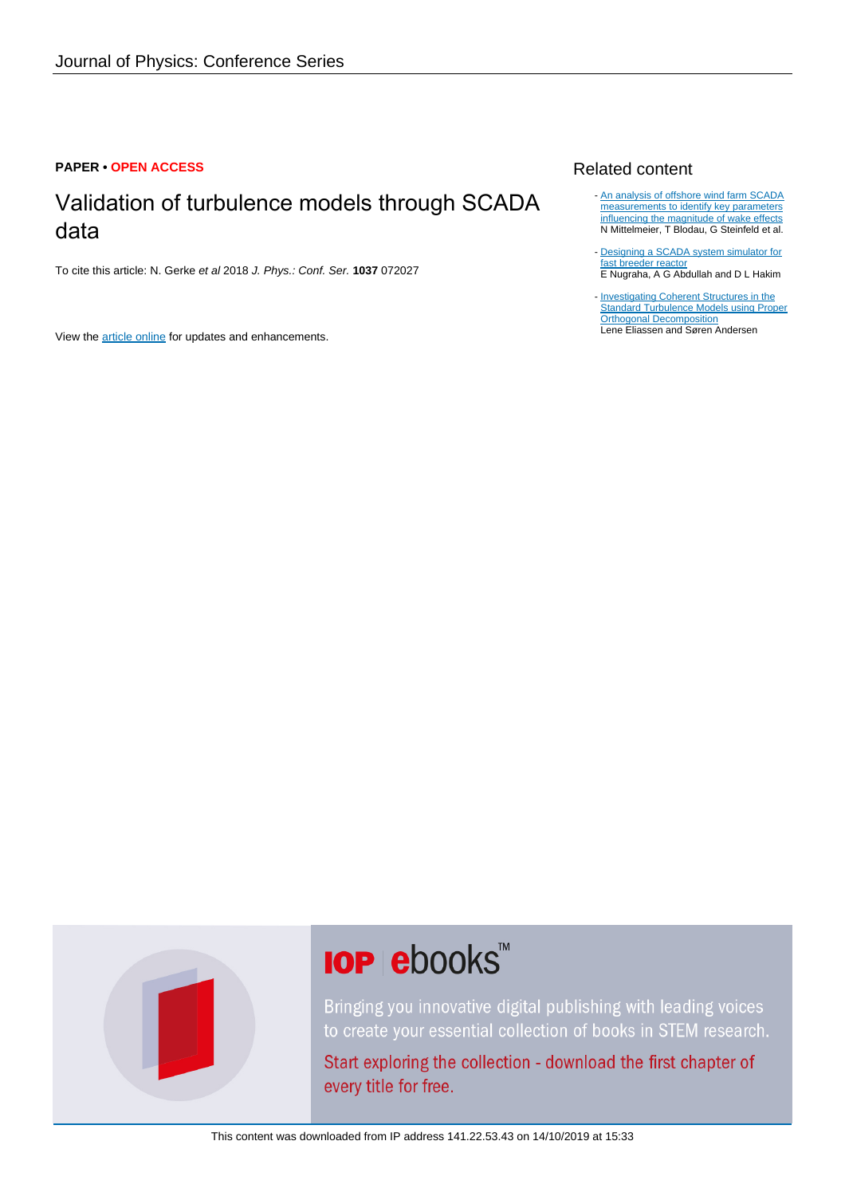Journal of Physics: Conference Series

**PAPER • OPEN ACCESS**

# Validation of turbulence models through SCADA data

To cite this article: N. Gerke *et al* 2018 *J. Phys.: Conf. Ser.* **1037** 072027

View the article online for updates and enhancements.

## Related content

- An analysis of offshore wind farm SCADA measurements to identify key parameters influencing the magnitude of wake effects
  N Mittelmeier, T Blodau, G Steinfeld et al.

- Designing a SCADA system simulator for fast breeder reactor
  E Nugraha, A G Abdullah and D L Hakim

- Investigating Coherent Structures in the Standard Turbulence Models using Proper Orthogonal Decomposition
  Lene Eliassen and Søren Andersen

IOP ebooks™

Bringing you innovative digital publishing with leading voices to create your essential collection of books in STEM research.

Start exploring the collection - download the first chapter of every title for free.

This content was downloaded from IP address 141.22.53.43 on 14/10/2019 at 15:33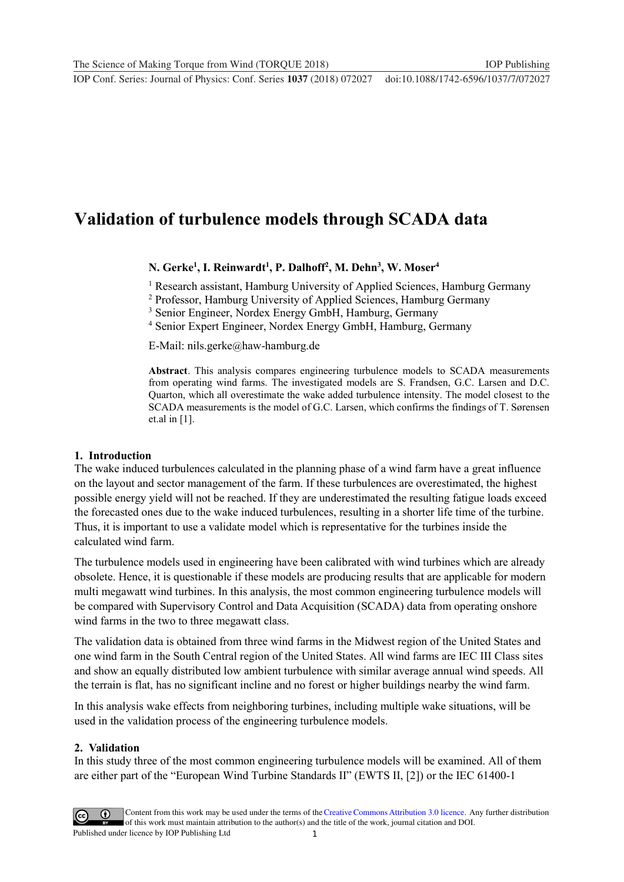# Validation of turbulence models through SCADA data

**N. Gerke[1], I. Reinwardt[1], P. Dalhoff[2], M. Dehn[3], W. Moser[4]**

[1] Research assistant, Hamburg University of Applied Sciences, Hamburg Germany
[2] Professor, Hamburg University of Applied Sciences, Hamburg Germany
[3] Senior Engineer, Nordex Energy GmbH, Hamburg, Germany
[4] Senior Expert Engineer, Nordex Energy GmbH, Hamburg, Germany

E-Mail: nils.gerke@haw-hamburg.de

**Abstract**. This analysis compares engineering turbulence models to SCADA measurements from operating wind farms. The investigated models are S. Frandsen, G.C. Larsen and D.C. Quarton, which all overestimate the wake added turbulence intensity. The model closest to the SCADA measurements is the model of G.C. Larsen, which confirms the findings of T. Sørensen et.al in [1].

## 1. Introduction

The wake induced turbulences calculated in the planning phase of a wind farm have a great influence on the layout and sector management of the farm. If these turbulences are overestimated, the highest possible energy yield will not be reached. If they are underestimated the resulting fatigue loads exceed the forecasted ones due to the wake induced turbulences, resulting in a shorter life time of the turbine. Thus, it is important to use a validate model which is representative for the turbines inside the calculated wind farm.

The turbulence models used in engineering have been calibrated with wind turbines which are already obsolete. Hence, it is questionable if these models are producing results that are applicable for modern multi megawatt wind turbines. In this analysis, the most common engineering turbulence models will be compared with Supervisory Control and Data Acquisition (SCADA) data from operating onshore wind farms in the two to three megawatt class.

The validation data is obtained from three wind farms in the Midwest region of the United States and one wind farm in the South Central region of the United States. All wind farms are IEC III Class sites and show an equally distributed low ambient turbulence with similar average annual wind speeds. All the terrain is flat, has no significant incline and no forest or higher buildings nearby the wind farm.

In this analysis wake effects from neighboring turbines, including multiple wake situations, will be used in the validation process of the engineering turbulence models.

## 2. Validation

In this study three of the most common engineering turbulence models will be examined. All of them are either part of the "European Wind Turbine Standards II" (EWTS II, [2]) or the IEC 61400-1

Content from this work may be used under the terms of the Creative Commons Attribution 3.0 licence. Any further distribution of this work must maintain attribution to the author(s) and the title of the work, journal citation and DOI.
Published under licence by IOP Publishing Ltd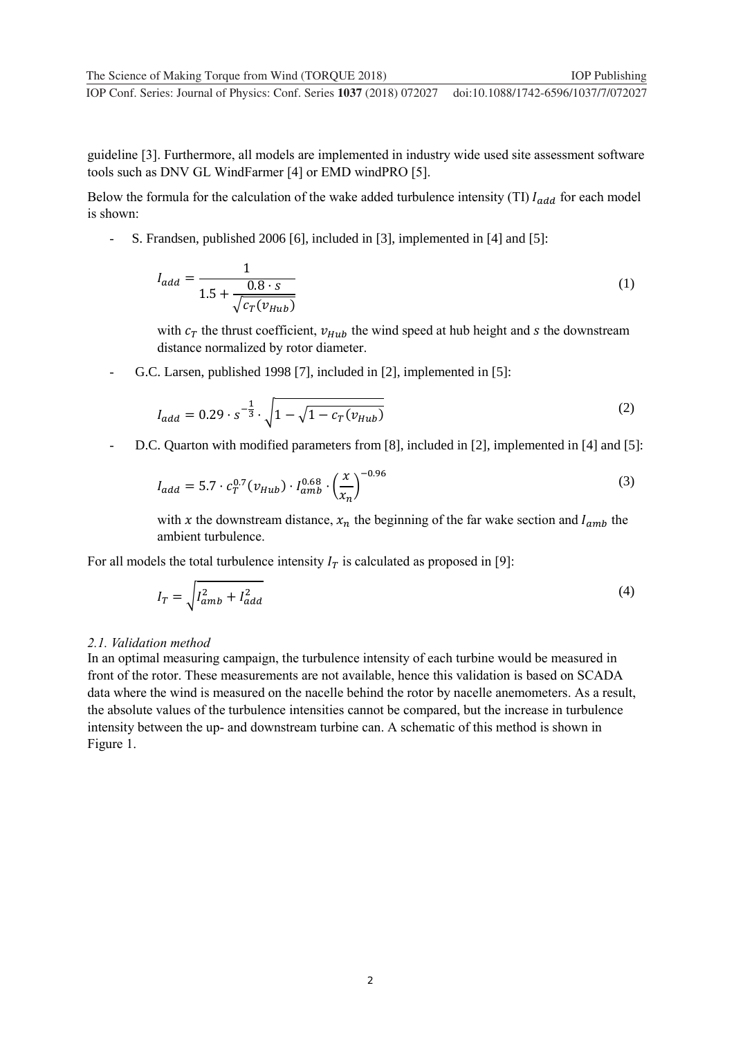guideline [3]. Furthermore, all models are implemented in industry wide used site assessment software tools such as DNV GL WindFarmer [4] or EMD windPRO [5].

Below the formula for the calculation of the wake added turbulence intensity (TI) $I_{add}$ for each model is shown:

- S. Frandsen, published 2006 [6], included in [3], implemented in [4] and [5]:

$$I_{add} = \frac{1}{1.5 + \frac{0.8 \cdot s}{\sqrt{c_T(v_{Hub})}}} \tag{1}$$

  with $c_T$ the thrust coefficient, $v_{Hub}$ the wind speed at hub height and $s$ the downstream distance normalized by rotor diameter.

- G.C. Larsen, published 1998 [7], included in [2], implemented in [5]:

$$I_{add} = 0.29 \cdot s^{-\frac{1}{3}} \cdot \sqrt{1 - \sqrt{1 - c_T(v_{Hub})}} \tag{2}$$

- D.C. Quarton with modified parameters from [8], included in [2], implemented in [4] and [5]:

$$I_{add} = 5.7 \cdot c_T^{0.7}(v_{Hub}) \cdot I_{amb}^{0.68} \cdot \left(\frac{x}{x_n}\right)^{-0.96} \tag{3}$$

  with $x$ the downstream distance, $x_n$ the beginning of the far wake section and $I_{amb}$ the ambient turbulence.

For all models the total turbulence intensity $I_T$ is calculated as proposed in [9]:

$$I_T = \sqrt{I_{amb}^2 + I_{add}^2} \tag{4}$$

### *2.1. Validation method*

In an optimal measuring campaign, the turbulence intensity of each turbine would be measured in front of the rotor. These measurements are not available, hence this validation is based on SCADA data where the wind is measured on the nacelle behind the rotor by nacelle anemometers. As a result, the absolute values of the turbulence intensities cannot be compared, but the increase in turbulence intensity between the up- and downstream turbine can. A schematic of this method is shown in Figure 1.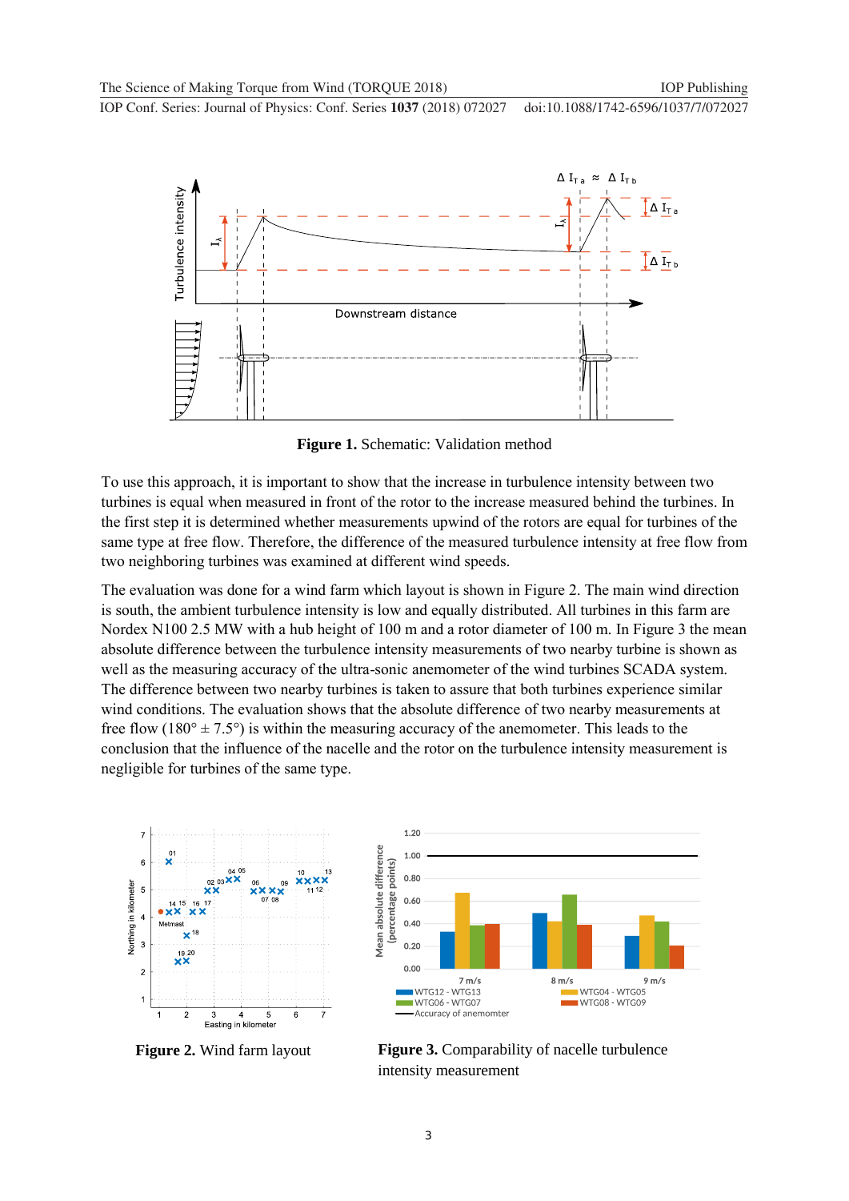**Figure 1.** Schematic: Validation method

To use this approach, it is important to show that the increase in turbulence intensity between two turbines is equal when measured in front of the rotor to the increase measured behind the turbines. In the first step it is determined whether measurements upwind of the rotors are equal for turbines of the same type at free flow. Therefore, the difference of the measured turbulence intensity at free flow from two neighboring turbines was examined at different wind speeds.

The evaluation was done for a wind farm which layout is shown in Figure 2. The main wind direction is south, the ambient turbulence intensity is low and equally distributed. All turbines in this farm are Nordex N100 2.5 MW with a hub height of 100 m and a rotor diameter of 100 m. In Figure 3 the mean absolute difference between the turbulence intensity measurements of two nearby turbine is shown as well as the measuring accuracy of the ultra-sonic anemometer of the wind turbines SCADA system. The difference between two nearby turbines is taken to assure that both turbines experience similar wind conditions. The evaluation shows that the absolute difference of two nearby measurements at free flow (180° ± 7.5°) is within the measuring accuracy of the anemometer. This leads to the conclusion that the influence of the nacelle and the rotor on the turbulence intensity measurement is negligible for turbines of the same type.

**Figure 2.** Wind farm layout

**Figure 3.** Comparability of nacelle turbulence intensity measurement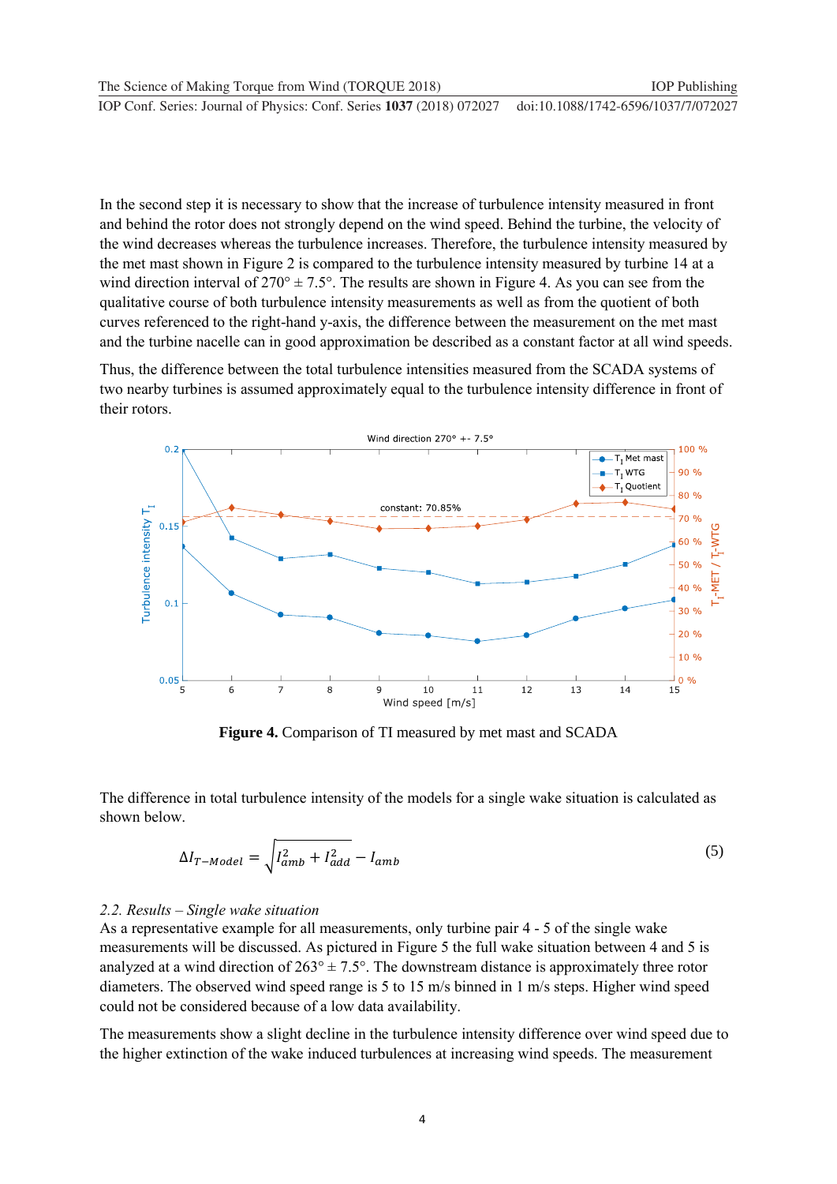In the second step it is necessary to show that the increase of turbulence intensity measured in front and behind the rotor does not strongly depend on the wind speed. Behind the turbine, the velocity of the wind decreases whereas the turbulence increases. Therefore, the turbulence intensity measured by the met mast shown in Figure 2 is compared to the turbulence intensity measured by turbine 14 at a wind direction interval of 270° ± 7.5°. The results are shown in Figure 4. As you can see from the qualitative course of both turbulence intensity measurements as well as from the quotient of both curves referenced to the right-hand y-axis, the difference between the measurement on the met mast and the turbine nacelle can in good approximation be described as a constant factor at all wind speeds.

Thus, the difference between the total turbulence intensities measured from the SCADA systems of two nearby turbines is assumed approximately equal to the turbulence intensity difference in front of their rotors.

**Figure 4.** Comparison of TI measured by met mast and SCADA

The difference in total turbulence intensity of the models for a single wake situation is calculated as shown below.

$$\Delta I_{T-Model} = \sqrt{I_{amb}^2 + I_{add}^2} - I_{amb} \tag{5}$$

*2.2. Results – Single wake situation*

As a representative example for all measurements, only turbine pair 4 - 5 of the single wake measurements will be discussed. As pictured in Figure 5 the full wake situation between 4 and 5 is analyzed at a wind direction of 263° ± 7.5°. The downstream distance is approximately three rotor diameters. The observed wind speed range is 5 to 15 m/s binned in 1 m/s steps. Higher wind speed could not be considered because of a low data availability.

The measurements show a slight decline in the turbulence intensity difference over wind speed due to the higher extinction of the wake induced turbulences at increasing wind speeds. The measurement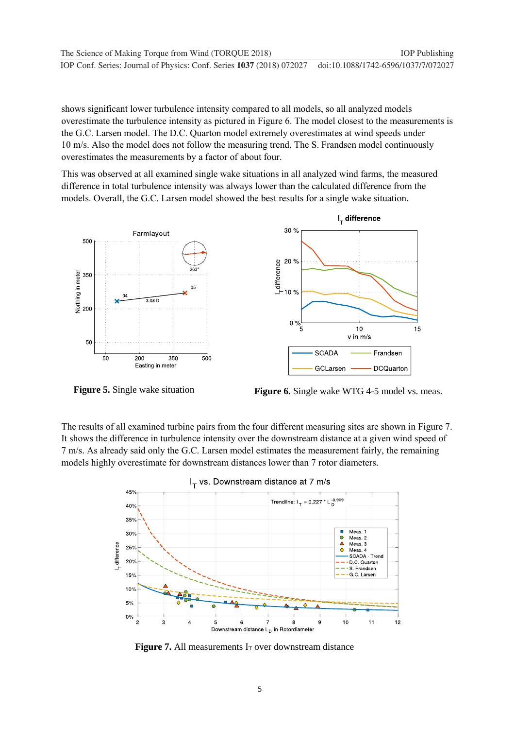shows significant lower turbulence intensity compared to all models, so all analyzed models overestimate the turbulence intensity as pictured in Figure 6. The model closest to the measurements is the G.C. Larsen model. The D.C. Quarton model extremely overestimates at wind speeds under 10 m/s. Also the model does not follow the measuring trend. The S. Frandsen model continuously overestimates the measurements by a factor of about four.

This was observed at all examined single wake situations in all analyzed wind farms, the measured difference in total turbulence intensity was always lower than the calculated difference from the models. Overall, the G.C. Larsen model showed the best results for a single wake situation.

**Figure 5.** Single wake situation

**Figure 6.** Single wake WTG 4-5 model vs. meas.

The results of all examined turbine pairs from the four different measuring sites are shown in Figure 7. It shows the difference in turbulence intensity over the downstream distance at a given wind speed of 7 m/s. As already said only the G.C. Larsen model estimates the measurement fairly, the remaining models highly overestimate for downstream distances lower than 7 rotor diameters.

**Figure 7.** All measurements $I_T$ over downstream distance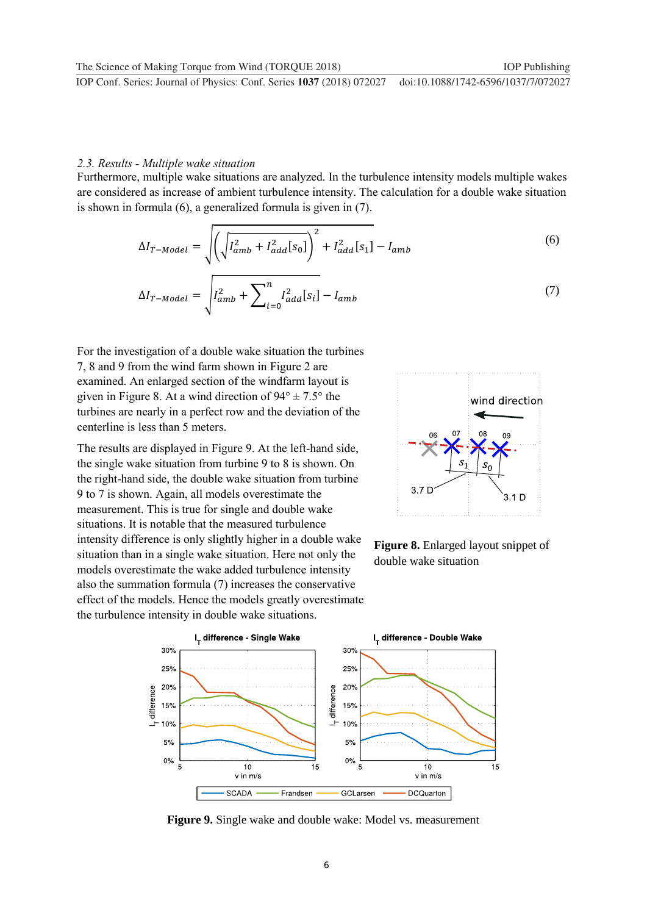### 2.3. Results - Multiple wake situation

Furthermore, multiple wake situations are analyzed. In the turbulence intensity models multiple wakes are considered as increase of ambient turbulence intensity. The calculation for a double wake situation is shown in formula (6), a generalized formula is given in (7).

$$\Delta I_{T-Model} = \sqrt{\left(\sqrt{I_{amb}^2 + I_{add}^2[s_0]}\right)^2 + I_{add}^2[s_1]} - I_{amb} \tag{6}$$

$$\Delta I_{T-Model} = \sqrt{I_{amb}^2 + \sum_{i=0}^{n} I_{add}^2[s_i]} - I_{amb} \tag{7}$$

For the investigation of a double wake situation the turbines 7, 8 and 9 from the wind farm shown in Figure 2 are examined. An enlarged section of the windfarm layout is given in Figure 8. At a wind direction of 94° ± 7.5° the turbines are nearly in a perfect row and the deviation of the centerline is less than 5 meters.

**Figure 8.** Enlarged layout snippet of double wake situation

The results are displayed in Figure 9. At the left-hand side, the single wake situation from turbine 9 to 8 is shown. On the right-hand side, the double wake situation from turbine 9 to 7 is shown. Again, all models overestimate the measurement. This is true for single and double wake situations. It is notable that the measured turbulence intensity difference is only slightly higher in a double wake situation than in a single wake situation. Here not only the models overestimate the wake added turbulence intensity also the summation formula (7) increases the conservative effect of the models. Hence the models greatly overestimate the turbulence intensity in double wake situations.

**Figure 9.** Single wake and double wake: Model vs. measurement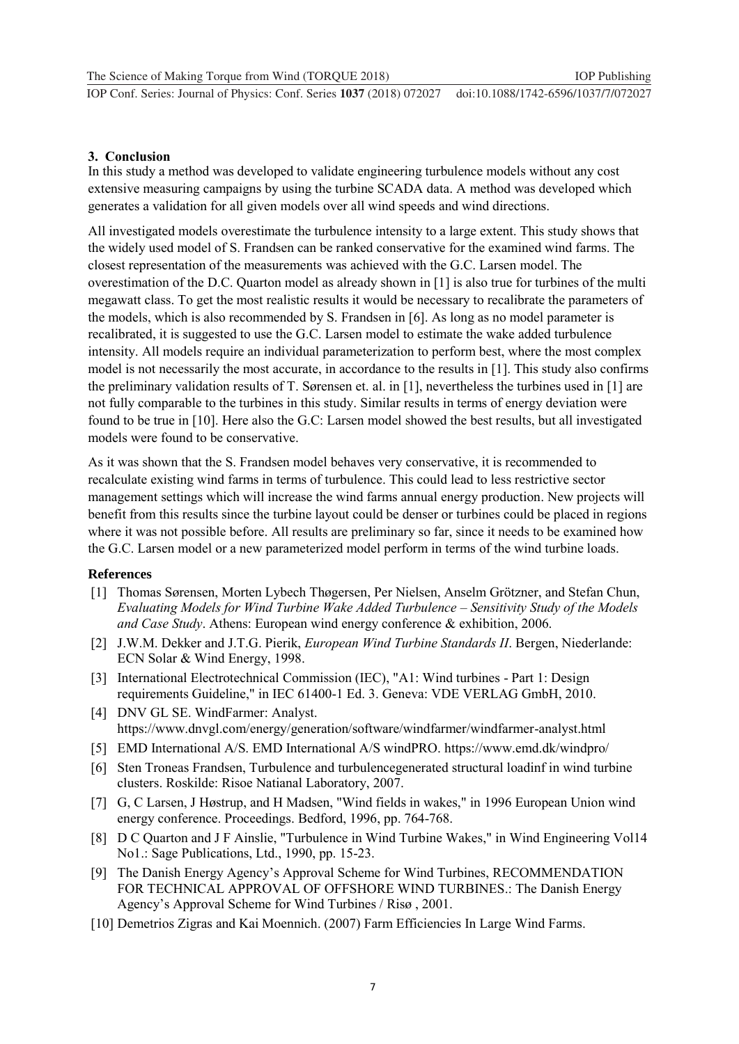## 3. Conclusion

In this study a method was developed to validate engineering turbulence models without any cost extensive measuring campaigns by using the turbine SCADA data. A method was developed which generates a validation for all given models over all wind speeds and wind directions.

All investigated models overestimate the turbulence intensity to a large extent. This study shows that the widely used model of S. Frandsen can be ranked conservative for the examined wind farms. The closest representation of the measurements was achieved with the G.C. Larsen model. The overestimation of the D.C. Quarton model as already shown in [1] is also true for turbines of the multi megawatt class. To get the most realistic results it would be necessary to recalibrate the parameters of the models, which is also recommended by S. Frandsen in [6]. As long as no model parameter is recalibrated, it is suggested to use the G.C. Larsen model to estimate the wake added turbulence intensity. All models require an individual parameterization to perform best, where the most complex model is not necessarily the most accurate, in accordance to the results in [1]. This study also confirms the preliminary validation results of T. Sørensen et. al. in [1], nevertheless the turbines used in [1] are not fully comparable to the turbines in this study. Similar results in terms of energy deviation were found to be true in [10]. Here also the G.C: Larsen model showed the best results, but all investigated models were found to be conservative.

As it was shown that the S. Frandsen model behaves very conservative, it is recommended to recalculate existing wind farms in terms of turbulence. This could lead to less restrictive sector management settings which will increase the wind farms annual energy production. New projects will benefit from this results since the turbine layout could be denser or turbines could be placed in regions where it was not possible before. All results are preliminary so far, since it needs to be examined how the G.C. Larsen model or a new parameterized model perform in terms of the wind turbine loads.

## References

[1] Thomas Sørensen, Morten Lybech Thøgersen, Per Nielsen, Anselm Grötzner, and Stefan Chun, *Evaluating Models for Wind Turbine Wake Added Turbulence – Sensitivity Study of the Models and Case Study*. Athens: European wind energy conference & exhibition, 2006.

[2] J.W.M. Dekker and J.T.G. Pierik, *European Wind Turbine Standards II*. Bergen, Niederlande: ECN Solar & Wind Energy, 1998.

[3] International Electrotechnical Commission (IEC), "A1: Wind turbines - Part 1: Design requirements Guideline," in IEC 61400-1 Ed. 3. Geneva: VDE VERLAG GmbH, 2010.

[4] DNV GL SE. WindFarmer: Analyst. https://www.dnvgl.com/energy/generation/software/windfarmer/windfarmer-analyst.html

[5] EMD International A/S. EMD International A/S windPRO. https://www.emd.dk/windpro/

[6] Sten Troneas Frandsen, Turbulence and turbulencegenerated structural loadinf in wind turbine clusters. Roskilde: Risoe Natianal Laboratory, 2007.

[7] G, C Larsen, J Høstrup, and H Madsen, "Wind fields in wakes," in 1996 European Union wind energy conference. Proceedings. Bedford, 1996, pp. 764-768.

[8] D C Quarton and J F Ainslie, "Turbulence in Wind Turbine Wakes," in Wind Engineering Vol14 No1.: Sage Publications, Ltd., 1990, pp. 15-23.

[9] The Danish Energy Agency's Approval Scheme for Wind Turbines, RECOMMENDATION FOR TECHNICAL APPROVAL OF OFFSHORE WIND TURBINES.: The Danish Energy Agency's Approval Scheme for Wind Turbines / Risø , 2001.

[10] Demetrios Zigras and Kai Moennich. (2007) Farm Efficiencies In Large Wind Farms.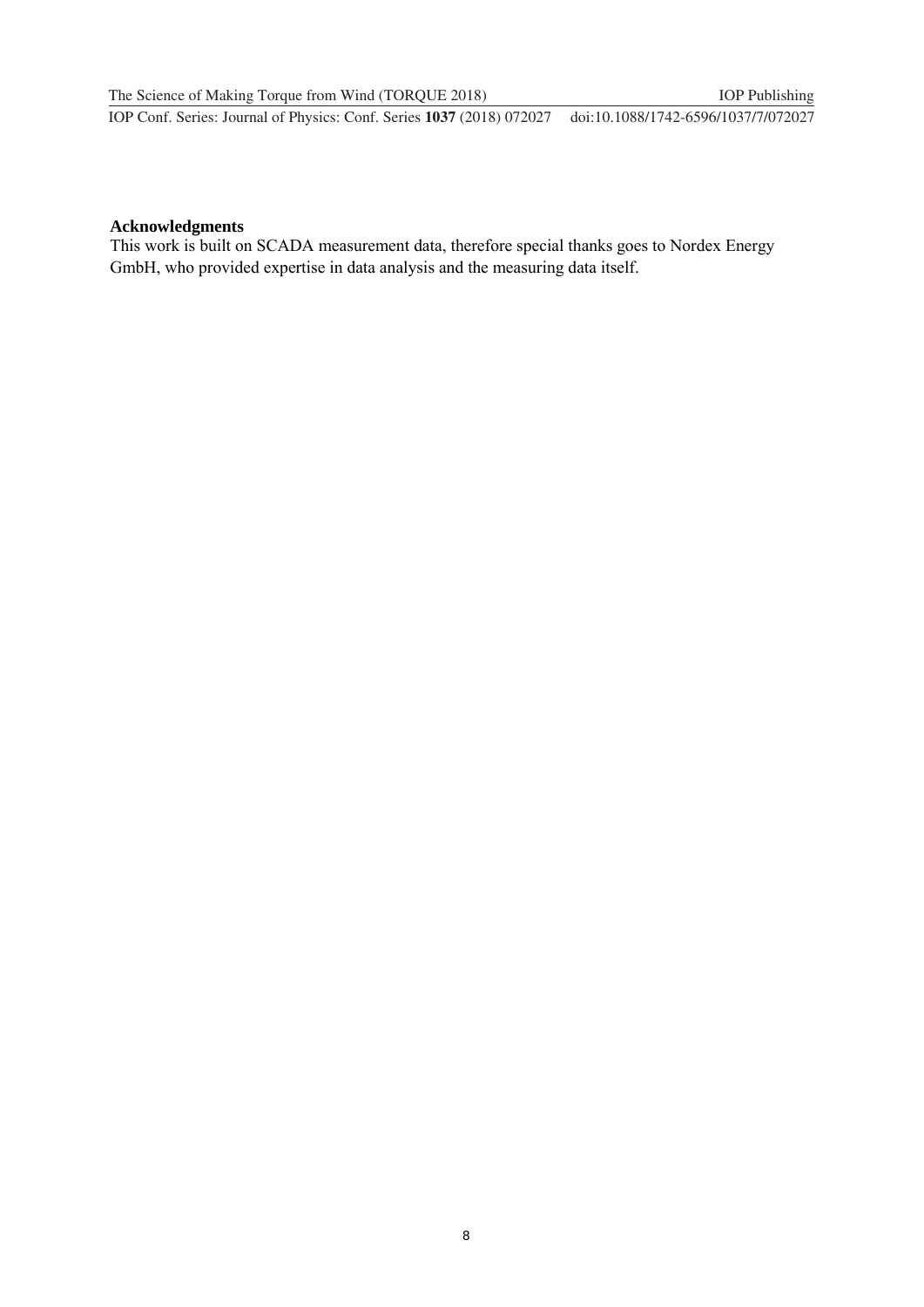## Acknowledgments

This work is built on SCADA measurement data, therefore special thanks goes to Nordex Energy GmbH, who provided expertise in data analysis and the measuring data itself.